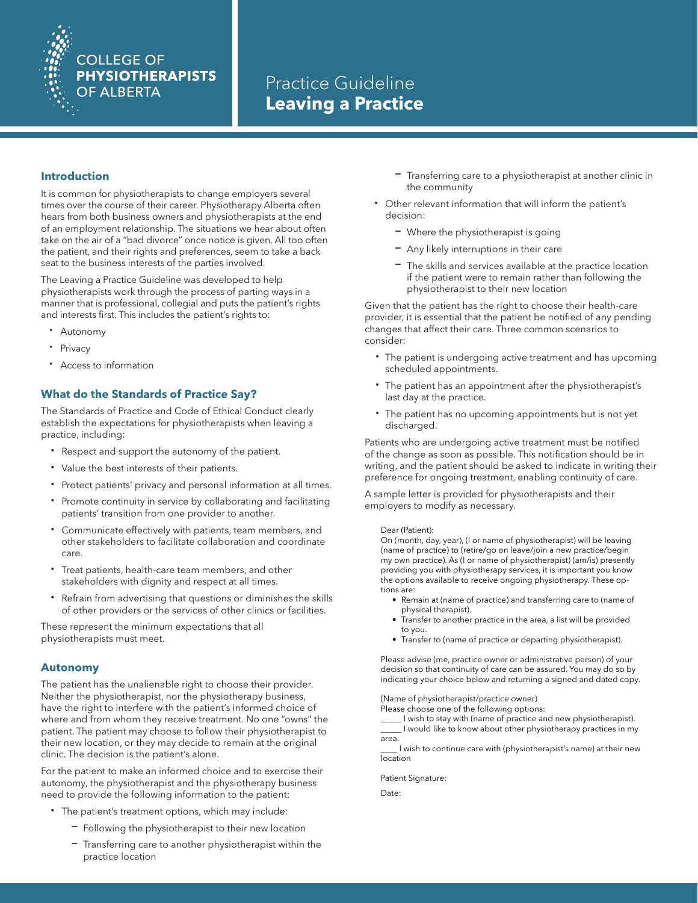COLLEGE OF **PHYSIOTHERAPISTS** OF ALBERTA

# Practice Guideline **Leaving a Practice**

## Introduction

It is common for physiotherapists to change employers several times over the course of their career. Physiotherapy Alberta often hears from both business owners and physiotherapists at the end of an employment relationship. The situations we hear about often take on the air of a "bad divorce" once notice is given. All too often the patient, and their rights and preferences, seem to take a back seat to the business interests of the parties involved.

The Leaving a Practice Guideline was developed to help physiotherapists work through the process of parting ways in a manner that is professional, collegial and puts the patient's rights and interests first. This includes the patient's rights to:

- Autonomy
- Privacy
- Access to information

## What do the Standards of Practice Say?

The Standards of Practice and Code of Ethical Conduct clearly establish the expectations for physiotherapists when leaving a practice, including:

- Respect and support the autonomy of the patient.
- Value the best interests of their patients.
- Protect patients' privacy and personal information at all times.
- Promote continuity in service by collaborating and facilitating patients' transition from one provider to another.
- Communicate effectively with patients, team members, and other stakeholders to facilitate collaboration and coordinate care.
- Treat patients, health-care team members, and other stakeholders with dignity and respect at all times.
- Refrain from advertising that questions or diminishes the skills of other providers or the services of other clinics or facilities.

These represent the minimum expectations that all physiotherapists must meet.

## Autonomy

The patient has the unalienable right to choose their provider. Neither the physiotherapist, nor the physiotherapy business, have the right to interfere with the patient's informed choice of where and from whom they receive treatment. No one "owns" the patient. The patient may choose to follow their physiotherapist to their new location, or they may decide to remain at the original clinic. The decision is the patient's alone.

For the patient to make an informed choice and to exercise their autonomy, the physiotherapist and the physiotherapy business need to provide the following information to the patient:

- The patient's treatment options, which may include:
  - Following the physiotherapist to their new location
  - Transferring care to another physiotherapist within the practice location
  - Transferring care to a physiotherapist at another clinic in the community
- Other relevant information that will inform the patient's decision:
  - Where the physiotherapist is going
  - Any likely interruptions in their care
  - The skills and services available at the practice location if the patient were to remain rather than following the physiotherapist to their new location

Given that the patient has the right to choose their health-care provider, it is essential that the patient be notified of any pending changes that affect their care. Three common scenarios to consider:

- The patient is undergoing active treatment and has upcoming scheduled appointments.
- The patient has an appointment after the physiotherapist's last day at the practice.
- The patient has no upcoming appointments but is not yet discharged.

Patients who are undergoing active treatment must be notified of the change as soon as possible. This notification should be in writing, and the patient should be asked to indicate in writing their preference for ongoing treatment, enabling continuity of care.

A sample letter is provided for physiotherapists and their employers to modify as necessary.

Dear (Patient):
On (month, day, year), (I or name of physiotherapist) will be leaving (name of practice) to (retire/go on leave/join a new practice/begin my own practice). As (I or name of physiotherapist) (am/is) presently providing you with physiotherapy services, it is important you know the options available to receive ongoing physiotherapy. These options are:

- Remain at (name of practice) and transferring care to (name of physical therapist).
- Transfer to another practice in the area, a list will be provided to you.
- Transfer to (name of practice or departing physiotherapist).

Please advise (me, practice owner or administrative person) of your decision so that continuity of care can be assured. You may do so by indicating your choice below and returning a signed and dated copy.

(Name of physiotherapist/practice owner)
Please choose one of the following options:
_____ I wish to stay with (name of practice and new physiotherapist).
_____ I would like to know about other physiotherapy practices in my area.
____ I wish to continue care with (physiotherapist's name) at their new location

Patient Signature:

Date: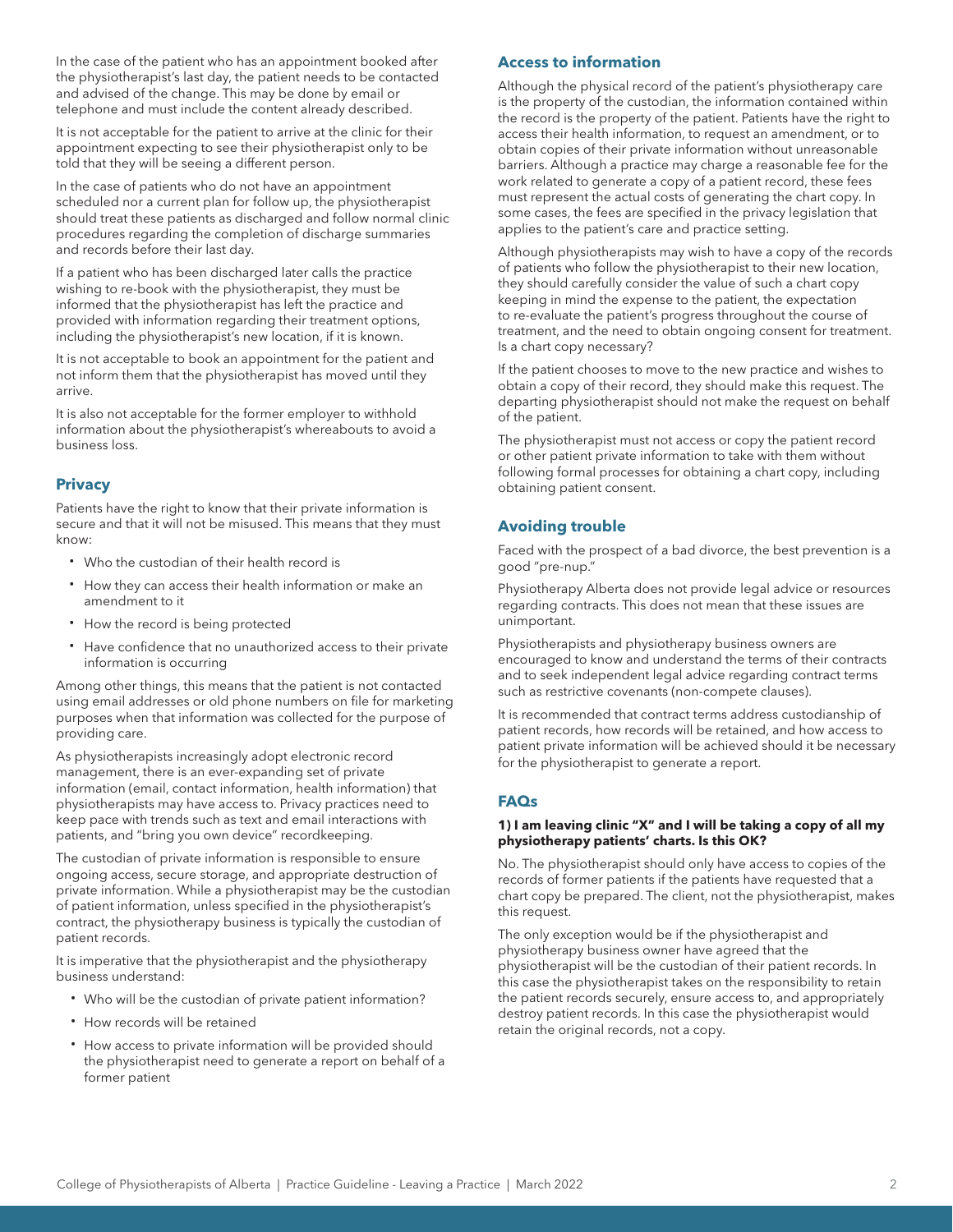In the case of the patient who has an appointment booked after the physiotherapist's last day, the patient needs to be contacted and advised of the change. This may be done by email or telephone and must include the content already described.

It is not acceptable for the patient to arrive at the clinic for their appointment expecting to see their physiotherapist only to be told that they will be seeing a different person.

In the case of patients who do not have an appointment scheduled nor a current plan for follow up, the physiotherapist should treat these patients as discharged and follow normal clinic procedures regarding the completion of discharge summaries and records before their last day.

If a patient who has been discharged later calls the practice wishing to re-book with the physiotherapist, they must be informed that the physiotherapist has left the practice and provided with information regarding their treatment options, including the physiotherapist's new location, if it is known.

It is not acceptable to book an appointment for the patient and not inform them that the physiotherapist has moved until they arrive.

It is also not acceptable for the former employer to withhold information about the physiotherapist's whereabouts to avoid a business loss.

## Privacy

Patients have the right to know that their private information is secure and that it will not be misused. This means that they must know:

- Who the custodian of their health record is
- How they can access their health information or make an amendment to it
- How the record is being protected
- Have confidence that no unauthorized access to their private information is occurring

Among other things, this means that the patient is not contacted using email addresses or old phone numbers on file for marketing purposes when that information was collected for the purpose of providing care.

As physiotherapists increasingly adopt electronic record management, there is an ever-expanding set of private information (email, contact information, health information) that physiotherapists may have access to. Privacy practices need to keep pace with trends such as text and email interactions with patients, and "bring you own device" recordkeeping.

The custodian of private information is responsible to ensure ongoing access, secure storage, and appropriate destruction of private information. While a physiotherapist may be the custodian of patient information, unless specified in the physiotherapist's contract, the physiotherapy business is typically the custodian of patient records.

It is imperative that the physiotherapist and the physiotherapy business understand:

- Who will be the custodian of private patient information?
- How records will be retained
- How access to private information will be provided should the physiotherapist need to generate a report on behalf of a former patient

## Access to information

Although the physical record of the patient's physiotherapy care is the property of the custodian, the information contained within the record is the property of the patient. Patients have the right to access their health information, to request an amendment, or to obtain copies of their private information without unreasonable barriers. Although a practice may charge a reasonable fee for the work related to generate a copy of a patient record, these fees must represent the actual costs of generating the chart copy. In some cases, the fees are specified in the privacy legislation that applies to the patient's care and practice setting.

Although physiotherapists may wish to have a copy of the records of patients who follow the physiotherapist to their new location, they should carefully consider the value of such a chart copy keeping in mind the expense to the patient, the expectation to re-evaluate the patient's progress throughout the course of treatment, and the need to obtain ongoing consent for treatment. Is a chart copy necessary?

If the patient chooses to move to the new practice and wishes to obtain a copy of their record, they should make this request. The departing physiotherapist should not make the request on behalf of the patient.

The physiotherapist must not access or copy the patient record or other patient private information to take with them without following formal processes for obtaining a chart copy, including obtaining patient consent.

## Avoiding trouble

Faced with the prospect of a bad divorce, the best prevention is a good "pre-nup."

Physiotherapy Alberta does not provide legal advice or resources regarding contracts. This does not mean that these issues are unimportant.

Physiotherapists and physiotherapy business owners are encouraged to know and understand the terms of their contracts and to seek independent legal advice regarding contract terms such as restrictive covenants (non-compete clauses).

It is recommended that contract terms address custodianship of patient records, how records will be retained, and how access to patient private information will be achieved should it be necessary for the physiotherapist to generate a report.

## FAQs

**1) I am leaving clinic "X" and I will be taking a copy of all my physiotherapy patients' charts. Is this OK?**

No. The physiotherapist should only have access to copies of the records of former patients if the patients have requested that a chart copy be prepared. The client, not the physiotherapist, makes this request.

The only exception would be if the physiotherapist and physiotherapy business owner have agreed that the physiotherapist will be the custodian of their patient records. In this case the physiotherapist takes on the responsibility to retain the patient records securely, ensure access to, and appropriately destroy patient records. In this case the physiotherapist would retain the original records, not a copy.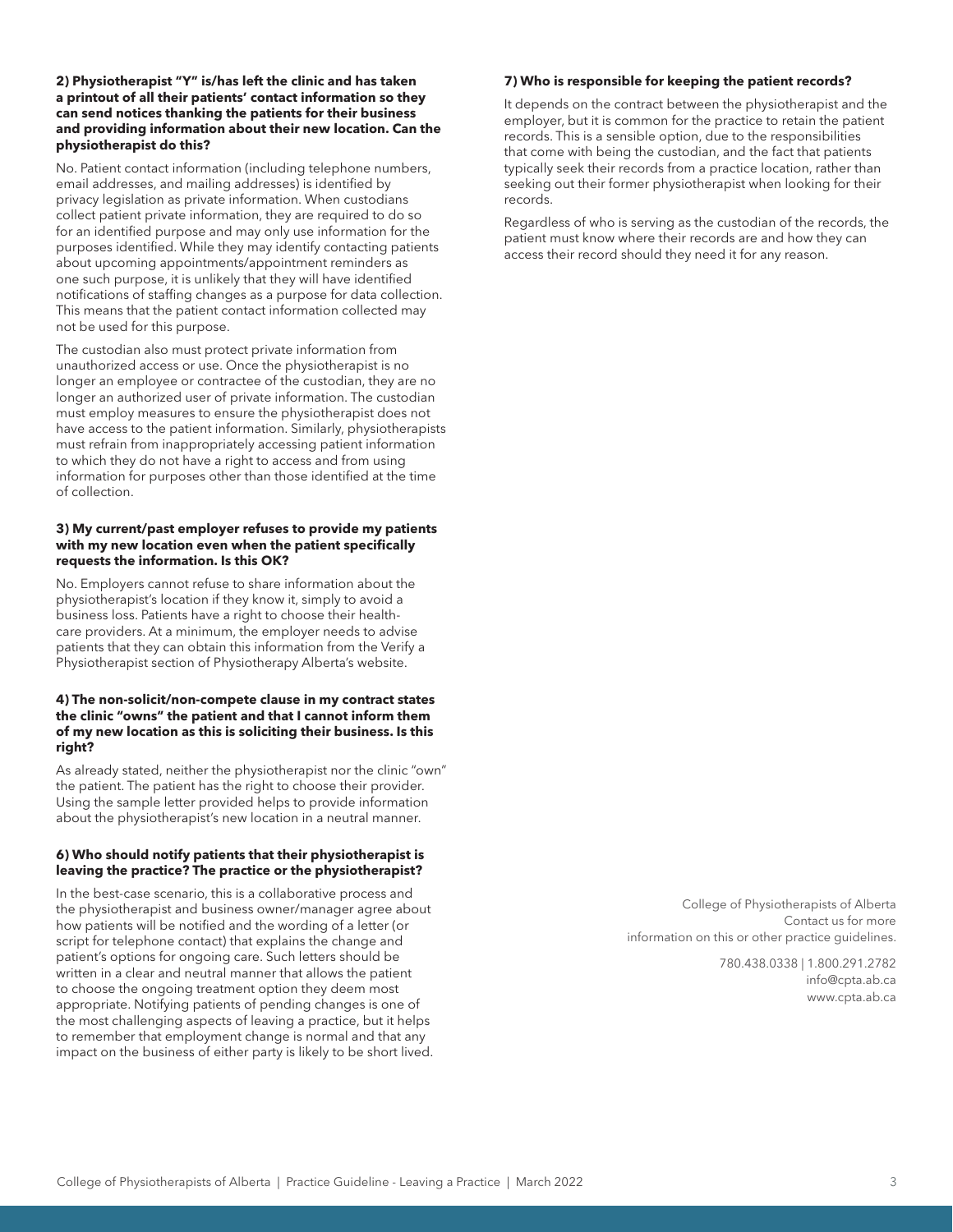**2) Physiotherapist "Y" is/has left the clinic and has taken a printout of all their patients' contact information so they can send notices thanking the patients for their business and providing information about their new location. Can the physiotherapist do this?**

No. Patient contact information (including telephone numbers, email addresses, and mailing addresses) is identified by privacy legislation as private information. When custodians collect patient private information, they are required to do so for an identified purpose and may only use information for the purposes identified. While they may identify contacting patients about upcoming appointments/appointment reminders as one such purpose, it is unlikely that they will have identified notifications of staffing changes as a purpose for data collection. This means that the patient contact information collected may not be used for this purpose.

The custodian also must protect private information from unauthorized access or use. Once the physiotherapist is no longer an employee or contractee of the custodian, they are no longer an authorized user of private information. The custodian must employ measures to ensure the physiotherapist does not have access to the patient information. Similarly, physiotherapists must refrain from inappropriately accessing patient information to which they do not have a right to access and from using information for purposes other than those identified at the time of collection.

**3) My current/past employer refuses to provide my patients with my new location even when the patient specifically requests the information. Is this OK?**

No. Employers cannot refuse to share information about the physiotherapist's location if they know it, simply to avoid a business loss. Patients have a right to choose their health-care providers. At a minimum, the employer needs to advise patients that they can obtain this information from the Verify a Physiotherapist section of Physiotherapy Alberta's website.

**4) The non-solicit/non-compete clause in my contract states the clinic "owns" the patient and that I cannot inform them of my new location as this is soliciting their business. Is this right?**

As already stated, neither the physiotherapist nor the clinic "own" the patient. The patient has the right to choose their provider. Using the sample letter provided helps to provide information about the physiotherapist's new location in a neutral manner.

**6) Who should notify patients that their physiotherapist is leaving the practice? The practice or the physiotherapist?**

In the best-case scenario, this is a collaborative process and the physiotherapist and business owner/manager agree about how patients will be notified and the wording of a letter (or script for telephone contact) that explains the change and patient's options for ongoing care. Such letters should be written in a clear and neutral manner that allows the patient to choose the ongoing treatment option they deem most appropriate. Notifying patients of pending changes is one of the most challenging aspects of leaving a practice, but it helps to remember that employment change is normal and that any impact on the business of either party is likely to be short lived.

**7) Who is responsible for keeping the patient records?**

It depends on the contract between the physiotherapist and the employer, but it is common for the practice to retain the patient records. This is a sensible option, due to the responsibilities that come with being the custodian, and the fact that patients typically seek their records from a practice location, rather than seeking out their former physiotherapist when looking for their records.

Regardless of who is serving as the custodian of the records, the patient must know where their records are and how they can access their record should they need it for any reason.

College of Physiotherapists of Alberta
Contact us for more
information on this or other practice guidelines.

780.438.0338 | 1.800.291.2782
info@cpta.ab.ca
www.cpta.ab.ca